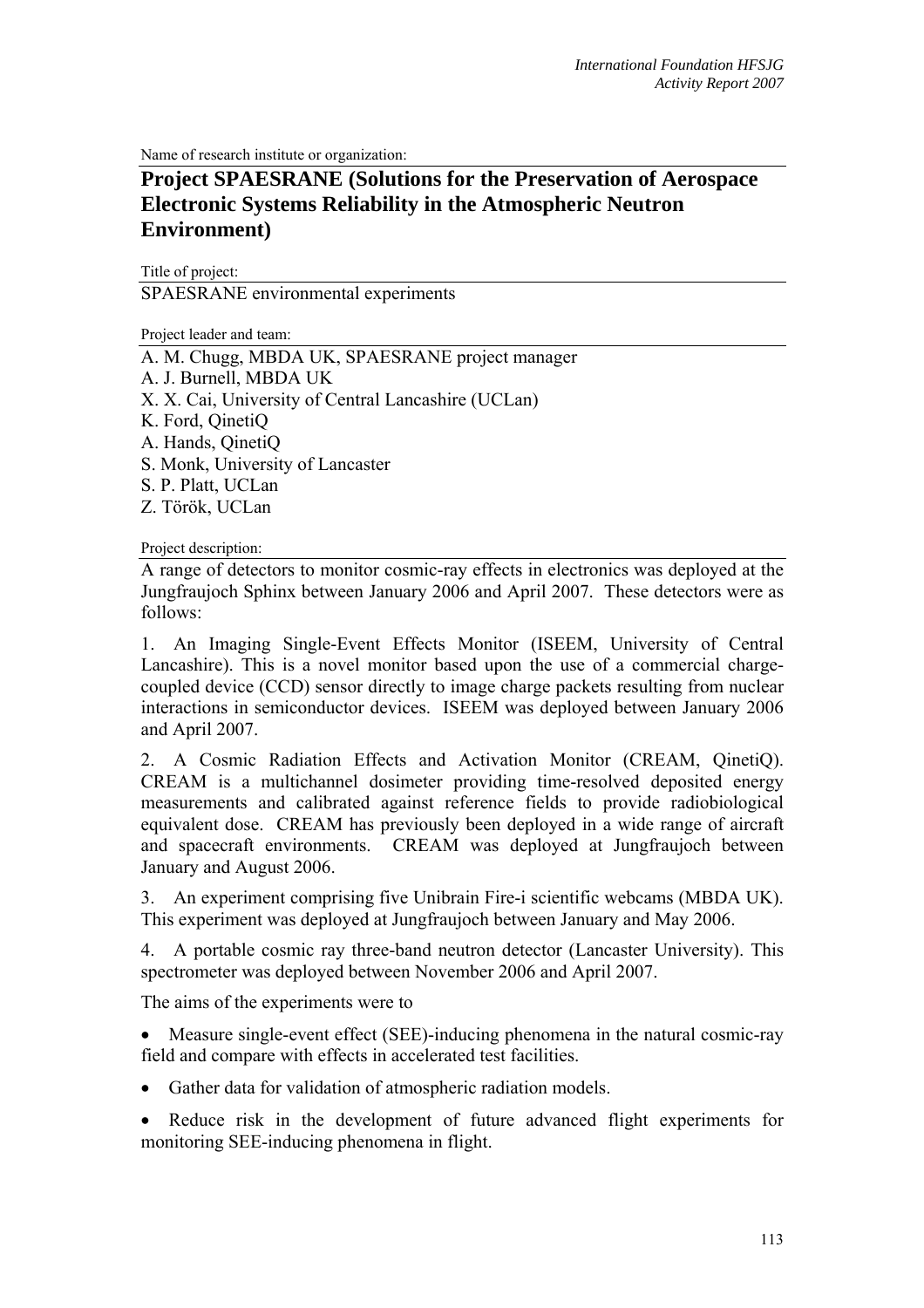Name of research institute or organization:

# Project SPAESRANE (Solutions for the Preservation of Aerospace Electronic Systems Reliability in the Atmospheric Neutron Environment)

Title of project:

SPAESRANE environmental experiments

Project leader and team:

A. M. Chugg, MBDA UK, SPAESRANE project manager
A. J. Burnell, MBDA UK
X. X. Cai, University of Central Lancashire (UCLan)
K. Ford, QinetiQ
A. Hands, QinetiQ
S. Monk, University of Lancaster
S. P. Platt, UCLan
Z. Török, UCLan

Project description:

A range of detectors to monitor cosmic-ray effects in electronics was deployed at the Jungfraujoch Sphinx between January 2006 and April 2007. These detectors were as follows:

1. An Imaging Single-Event Effects Monitor (ISEEM, University of Central Lancashire). This is a novel monitor based upon the use of a commercial charge-coupled device (CCD) sensor directly to image charge packets resulting from nuclear interactions in semiconductor devices. ISEEM was deployed between January 2006 and April 2007.

2. A Cosmic Radiation Effects and Activation Monitor (CREAM, QinetiQ). CREAM is a multichannel dosimeter providing time-resolved deposited energy measurements and calibrated against reference fields to provide radiobiological equivalent dose. CREAM has previously been deployed in a wide range of aircraft and spacecraft environments. CREAM was deployed at Jungfraujoch between January and August 2006.

3. An experiment comprising five Unibrain Fire-i scientific webcams (MBDA UK). This experiment was deployed at Jungfraujoch between January and May 2006.

4. A portable cosmic ray three-band neutron detector (Lancaster University). This spectrometer was deployed between November 2006 and April 2007.

The aims of the experiments were to

- Measure single-event effect (SEE)-inducing phenomena in the natural cosmic-ray field and compare with effects in accelerated test facilities.
- Gather data for validation of atmospheric radiation models.
- Reduce risk in the development of future advanced flight experiments for monitoring SEE-inducing phenomena in flight.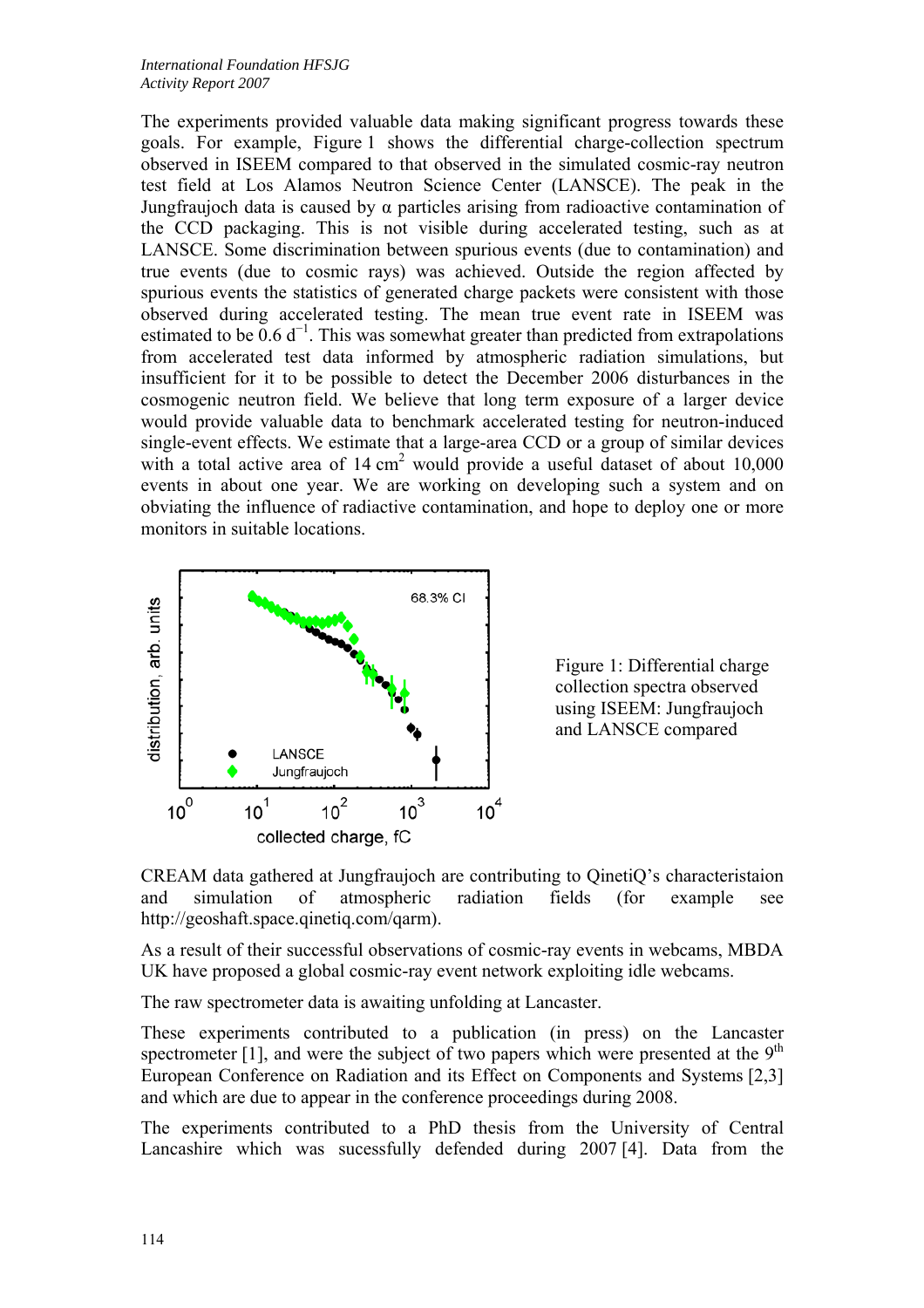The experiments provided valuable data making significant progress towards these goals. For example, Figure 1 shows the differential charge-collection spectrum observed in ISEEM compared to that observed in the simulated cosmic-ray neutron test field at Los Alamos Neutron Science Center (LANSCE). The peak in the Jungfraujoch data is caused by α particles arising from radioactive contamination of the CCD packaging. This is not visible during accelerated testing, such as at LANSCE. Some discrimination between spurious events (due to contamination) and true events (due to cosmic rays) was achieved. Outside the region affected by spurious events the statistics of generated charge packets were consistent with those observed during accelerated testing. The mean true event rate in ISEEM was estimated to be $0.6\ d^{-1}$. This was somewhat greater than predicted from extrapolations from accelerated test data informed by atmospheric radiation simulations, but insufficient for it to be possible to detect the December 2006 disturbances in the cosmogenic neutron field. We believe that long term exposure of a larger device would provide valuable data to benchmark accelerated testing for neutron-induced single-event effects. We estimate that a large-area CCD or a group of similar devices with a total active area of $14\ cm^2$ would provide a useful dataset of about 10,000 events in about one year. We are working on developing such a system and on obviating the influence of radiactive contamination, and hope to deploy one or more monitors in suitable locations.

Figure 1: Differential charge collection spectra observed using ISEEM: Jungfraujoch and LANSCE compared

CREAM data gathered at Jungfraujoch are contributing to QinetiQ's characteristaion and simulation of atmospheric radiation fields (for example see http://geoshaft.space.qinetiq.com/qarm).

As a result of their successful observations of cosmic-ray events in webcams, MBDA UK have proposed a global cosmic-ray event network exploiting idle webcams.

The raw spectrometer data is awaiting unfolding at Lancaster.

These experiments contributed to a publication (in press) on the Lancaster spectrometer [1], and were the subject of two papers which were presented at the 9th European Conference on Radiation and its Effect on Components and Systems [2,3] and which are due to appear in the conference proceedings during 2008.

The experiments contributed to a PhD thesis from the University of Central Lancashire which was sucessfully defended during 2007 [4]. Data from the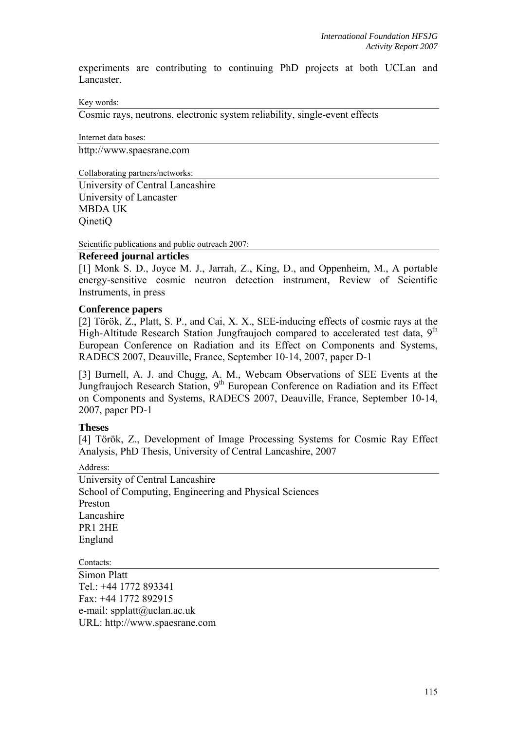experiments are contributing to continuing PhD projects at both UCLan and Lancaster.

Key words:

Cosmic rays, neutrons, electronic system reliability, single-event effects

Internet data bases:

http://www.spaesrane.com

Collaborating partners/networks:

University of Central Lancashire
University of Lancaster
MBDA UK
QinetiQ

Scientific publications and public outreach 2007:

**Refereed journal articles**

[1] Monk S. D., Joyce M. J., Jarrah, Z., King, D., and Oppenheim, M., A portable energy-sensitive cosmic neutron detection instrument, Review of Scientific Instruments, in press

**Conference papers**

[2] Török, Z., Platt, S. P., and Cai, X. X., SEE-inducing effects of cosmic rays at the High-Altitude Research Station Jungfraujoch compared to accelerated test data, 9th European Conference on Radiation and its Effect on Components and Systems, RADECS 2007, Deauville, France, September 10-14, 2007, paper D-1

[3] Burnell, A. J. and Chugg, A. M., Webcam Observations of SEE Events at the Jungfraujoch Research Station, 9th European Conference on Radiation and its Effect on Components and Systems, RADECS 2007, Deauville, France, September 10-14, 2007, paper PD-1

**Theses**

[4] Török, Z., Development of Image Processing Systems for Cosmic Ray Effect Analysis, PhD Thesis, University of Central Lancashire, 2007

Address:

University of Central Lancashire
School of Computing, Engineering and Physical Sciences
Preston
Lancashire
PR1 2HE
England

Contacts:

Simon Platt
Tel.: +44 1772 893341
Fax: +44 1772 892915
e-mail: spplatt@uclan.ac.uk
URL: http://www.spaesrane.com